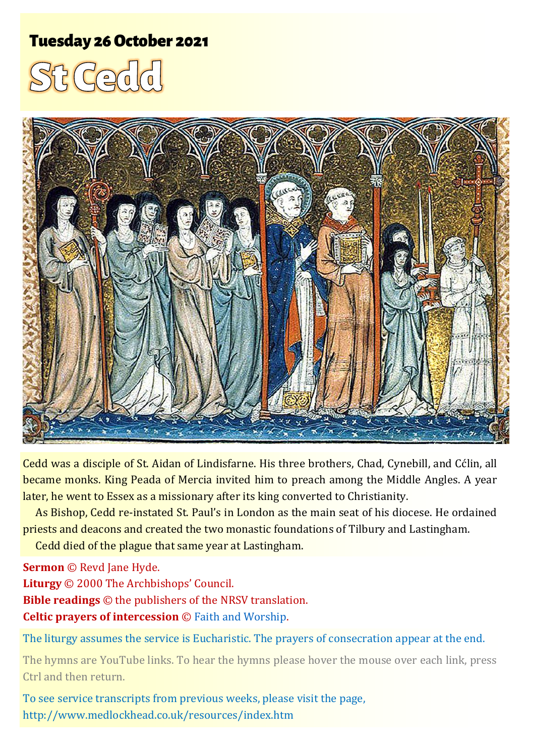**Tuesday 26 October 2021**

# St Cedd

Cedd was a disciple of St. Aidan of Lindisfarne. His three brothers, Chad, Cynebill, and Cćlin, all became monks. King Peada of Mercia invited him to preach among the Middle Angles. A year later, he went to Essex as a missionary after its king converted to Christianity.

As Bishop, Cedd re-instated St. Paul's in London as the main seat of his diocese. He ordained priests and deacons and created the two monastic foundations of Tilbury and Lastingham.

Cedd died of the plague that same year at Lastingham.

**Sermon** © Revd Jane Hyde.
**Liturgy** © 2000 The Archbishops' Council.
**Bible readings** © the publishers of the NRSV translation.
**Celtic prayers of intercession** © Faith and Worship.

The liturgy assumes the service is Eucharistic. The prayers of consecration appear at the end.

The hymns are YouTube links. To hear the hymns please hover the mouse over each link, press Ctrl and then return.

To see service transcripts from previous weeks, please visit the page,
http://www.medlockhead.co.uk/resources/index.htm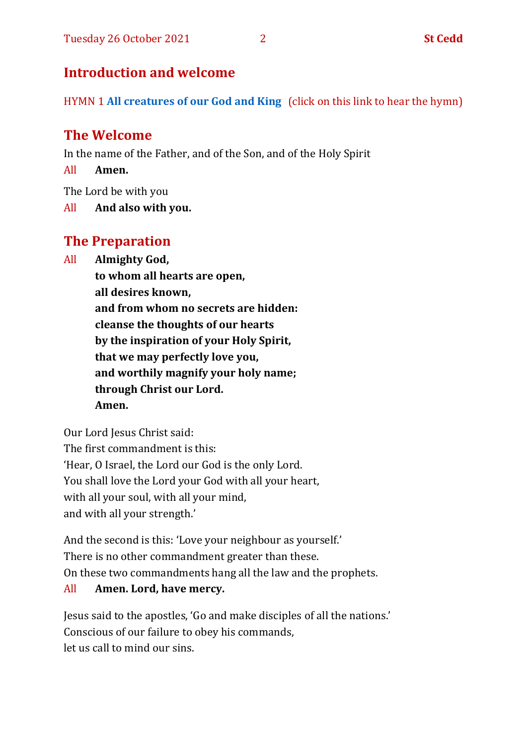## Introduction and welcome

HYMN 1 **All creatures of our God and King** (click on this link to hear the hymn)

## The Welcome

In the name of the Father, and of the Son, and of the Holy Spirit

All **Amen.**

The Lord be with you

All **And also with you.**

## The Preparation

All **Almighty God,**
**to whom all hearts are open,**
**all desires known,**
**and from whom no secrets are hidden:**
**cleanse the thoughts of our hearts**
**by the inspiration of your Holy Spirit,**
**that we may perfectly love you,**
**and worthily magnify your holy name;**
**through Christ our Lord.**
**Amen.**

Our Lord Jesus Christ said:
The first commandment is this:
'Hear, O Israel, the Lord our God is the only Lord.
You shall love the Lord your God with all your heart,
with all your soul, with all your mind,
and with all your strength.'

And the second is this: 'Love your neighbour as yourself.'
There is no other commandment greater than these.
On these two commandments hang all the law and the prophets.

All **Amen. Lord, have mercy.**

Jesus said to the apostles, 'Go and make disciples of all the nations.'
Conscious of our failure to obey his commands,
let us call to mind our sins.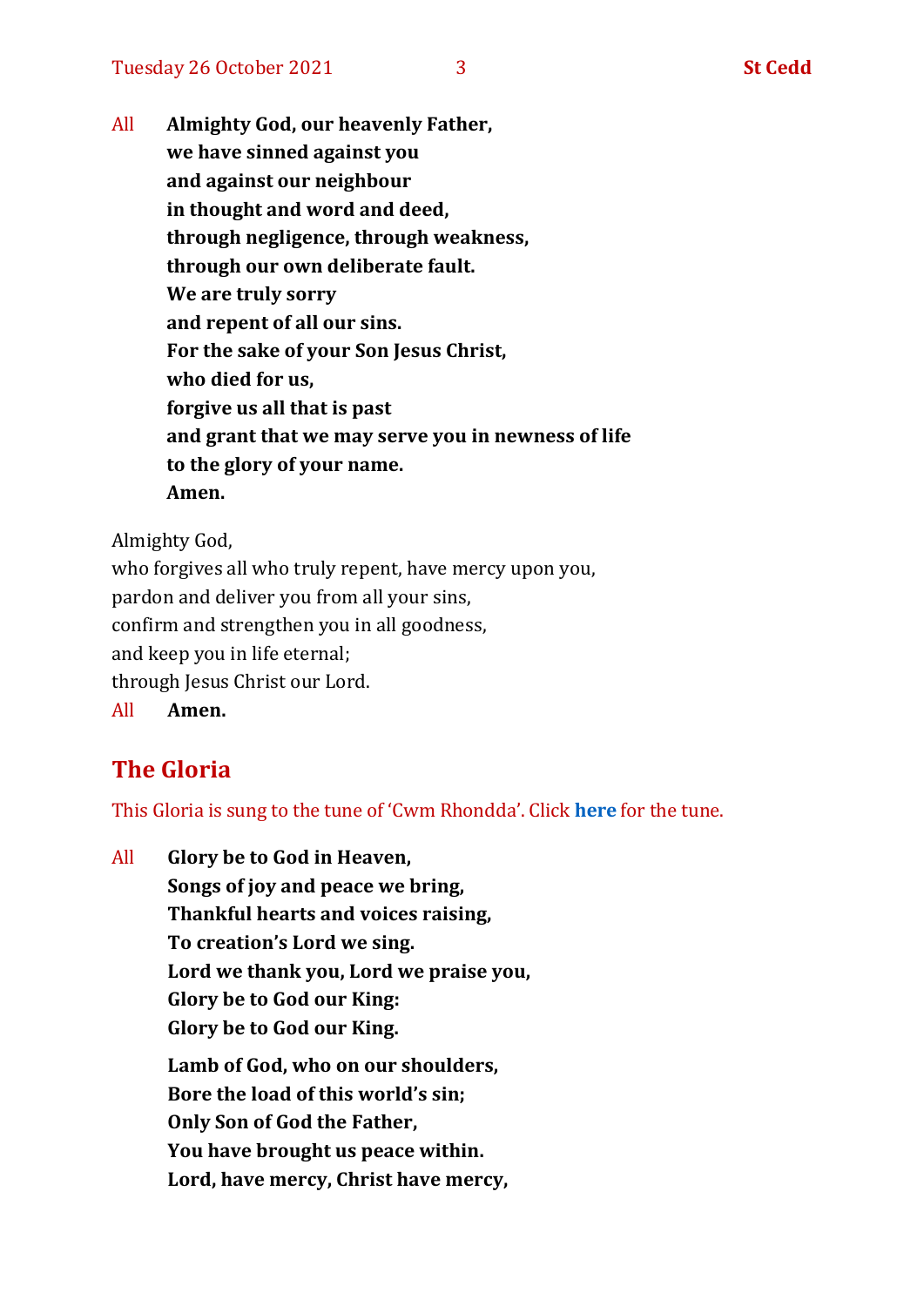All **Almighty God, our heavenly Father,**
**we have sinned against you**
**and against our neighbour**
**in thought and word and deed,**
**through negligence, through weakness,**
**through our own deliberate fault.**
**We are truly sorry**
**and repent of all our sins.**
**For the sake of your Son Jesus Christ,**
**who died for us,**
**forgive us all that is past**
**and grant that we may serve you in newness of life**
**to the glory of your name.**
**Amen.**

Almighty God,
who forgives all who truly repent, have mercy upon you,
pardon and deliver you from all your sins,
confirm and strengthen you in all goodness,
and keep you in life eternal;
through Jesus Christ our Lord.
All **Amen.**

## The Gloria

This Gloria is sung to the tune of 'Cwm Rhondda'. Click **here** for the tune.

All **Glory be to God in Heaven,**
**Songs of joy and peace we bring,**
**Thankful hearts and voices raising,**
**To creation's Lord we sing.**
**Lord we thank you, Lord we praise you,**
**Glory be to God our King:**
**Glory be to God our King.**

**Lamb of God, who on our shoulders,**
**Bore the load of this world's sin;**
**Only Son of God the Father,**
**You have brought us peace within.**
**Lord, have mercy, Christ have mercy,**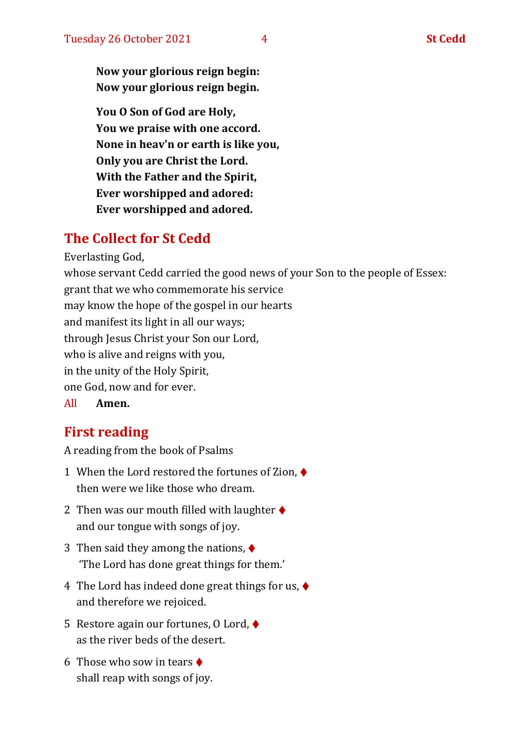**Now your glorious reign begin:**
**Now your glorious reign begin.**

**You O Son of God are Holy,**
**You we praise with one accord.**
**None in heav'n or earth is like you,**
**Only you are Christ the Lord.**
**With the Father and the Spirit,**
**Ever worshipped and adored:**
**Ever worshipped and adored.**

## The Collect for St Cedd

Everlasting God,
whose servant Cedd carried the good news of your Son to the people of Essex:
grant that we who commemorate his service
may know the hope of the gospel in our hearts
and manifest its light in all our ways;
through Jesus Christ your Son our Lord,
who is alive and reigns with you,
in the unity of the Holy Spirit,
one God, now and for ever.

All **Amen.**

## First reading

A reading from the book of Psalms

1 When the Lord restored the fortunes of Zion, ♦
then were we like those who dream.

2 Then was our mouth filled with laughter ♦
and our tongue with songs of joy.

3 Then said they among the nations, ♦
'The Lord has done great things for them.'

4 The Lord has indeed done great things for us, ♦
and therefore we rejoiced.

5 Restore again our fortunes, O Lord, ♦
as the river beds of the desert.

6 Those who sow in tears ♦
shall reap with songs of joy.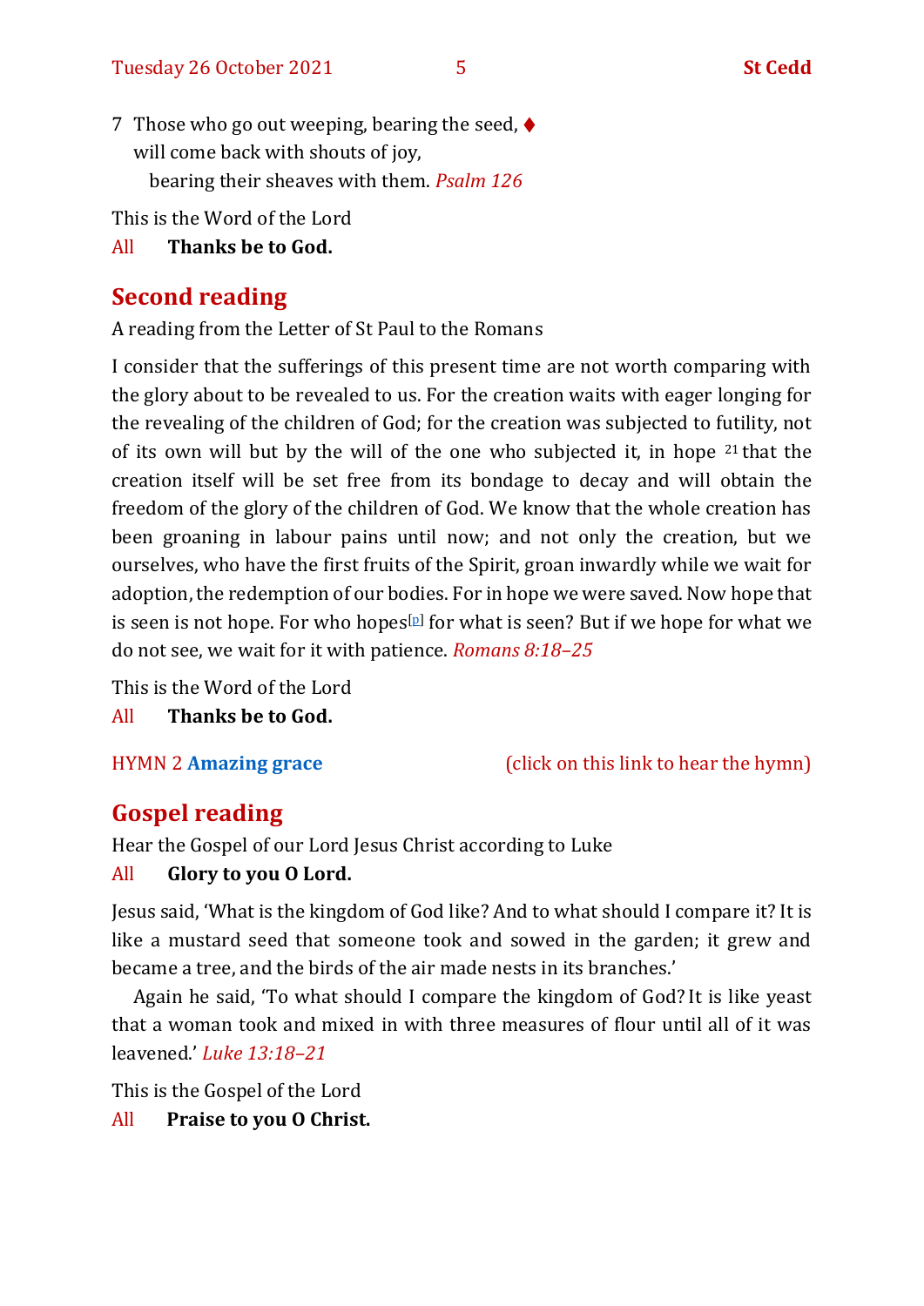7 Those who go out weeping, bearing the seed, ♦
will come back with shouts of joy,
bearing their sheaves with them. *Psalm 126*

This is the Word of the Lord

All **Thanks be to God.**

## Second reading

A reading from the Letter of St Paul to the Romans

I consider that the sufferings of this present time are not worth comparing with the glory about to be revealed to us. For the creation waits with eager longing for the revealing of the children of God; for the creation was subjected to futility, not of its own will but by the will of the one who subjected it, in hope [21] that the creation itself will be set free from its bondage to decay and will obtain the freedom of the glory of the children of God. We know that the whole creation has been groaning in labour pains until now; and not only the creation, but we ourselves, who have the first fruits of the Spirit, groan inwardly while we wait for adoption, the redemption of our bodies. For in hope we were saved. Now hope that is seen is not hope. For who hopes[p] for what is seen? But if we hope for what we do not see, we wait for it with patience. *Romans 8:18–25*

This is the Word of the Lord

All **Thanks be to God.**

HYMN 2 **Amazing grace** (click on this link to hear the hymn)

## Gospel reading

Hear the Gospel of our Lord Jesus Christ according to Luke

All **Glory to you O Lord.**

Jesus said, 'What is the kingdom of God like? And to what should I compare it? It is like a mustard seed that someone took and sowed in the garden; it grew and became a tree, and the birds of the air made nests in its branches.'

Again he said, 'To what should I compare the kingdom of God? It is like yeast that a woman took and mixed in with three measures of flour until all of it was leavened.' *Luke 13:18–21*

This is the Gospel of the Lord

All **Praise to you O Christ.**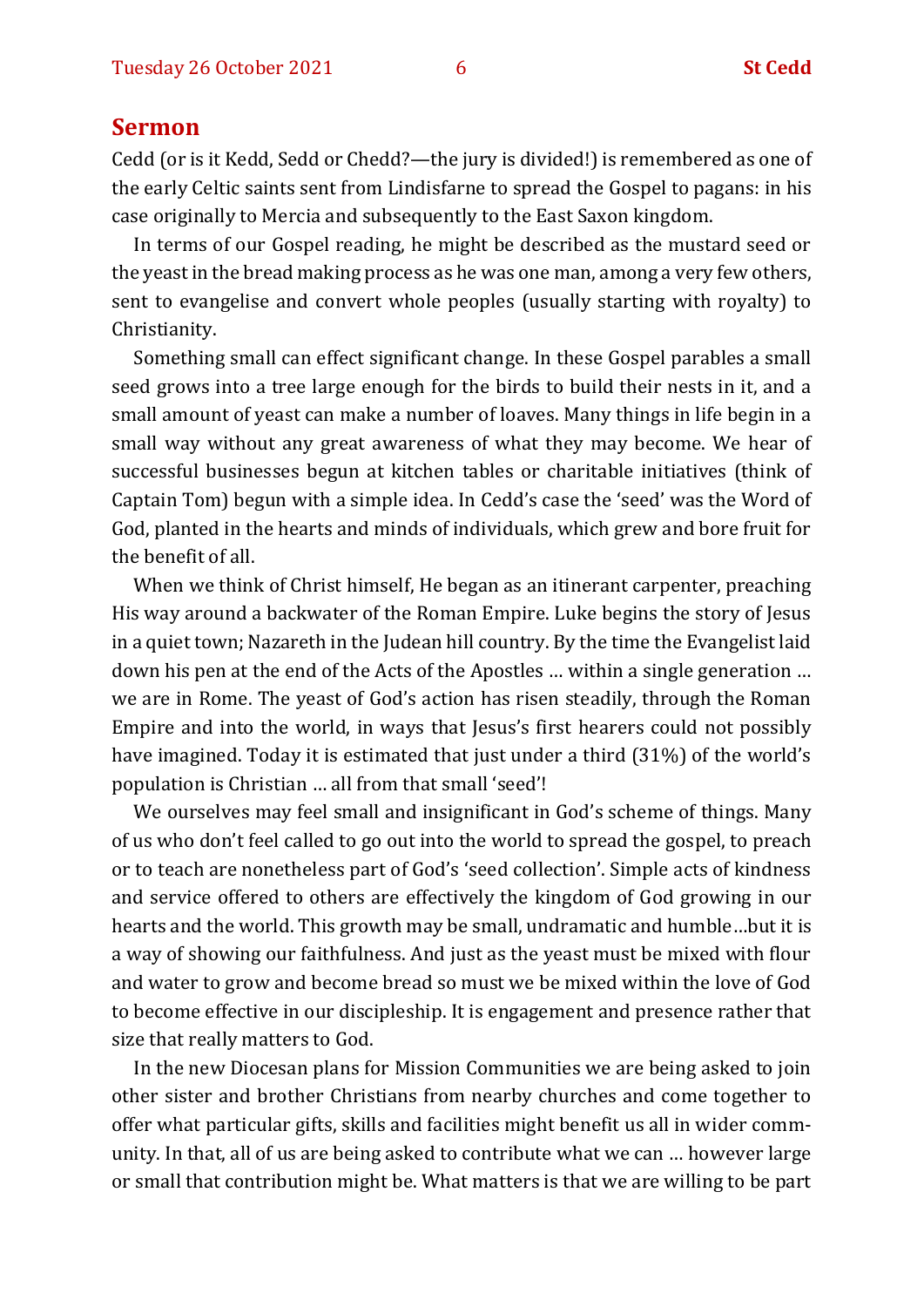## Sermon

Cedd (or is it Kedd, Sedd or Chedd?—the jury is divided!) is remembered as one of the early Celtic saints sent from Lindisfarne to spread the Gospel to pagans: in his case originally to Mercia and subsequently to the East Saxon kingdom.

In terms of our Gospel reading, he might be described as the mustard seed or the yeast in the bread making process as he was one man, among a very few others, sent to evangelise and convert whole peoples (usually starting with royalty) to Christianity.

Something small can effect significant change. In these Gospel parables a small seed grows into a tree large enough for the birds to build their nests in it, and a small amount of yeast can make a number of loaves. Many things in life begin in a small way without any great awareness of what they may become. We hear of successful businesses begun at kitchen tables or charitable initiatives (think of Captain Tom) begun with a simple idea. In Cedd's case the 'seed' was the Word of God, planted in the hearts and minds of individuals, which grew and bore fruit for the benefit of all.

When we think of Christ himself, He began as an itinerant carpenter, preaching His way around a backwater of the Roman Empire. Luke begins the story of Jesus in a quiet town; Nazareth in the Judean hill country. By the time the Evangelist laid down his pen at the end of the Acts of the Apostles … within a single generation … we are in Rome. The yeast of God's action has risen steadily, through the Roman Empire and into the world, in ways that Jesus's first hearers could not possibly have imagined. Today it is estimated that just under a third (31%) of the world's population is Christian … all from that small 'seed'!

We ourselves may feel small and insignificant in God's scheme of things. Many of us who don't feel called to go out into the world to spread the gospel, to preach or to teach are nonetheless part of God's 'seed collection'. Simple acts of kindness and service offered to others are effectively the kingdom of God growing in our hearts and the world. This growth may be small, undramatic and humble…but it is a way of showing our faithfulness. And just as the yeast must be mixed with flour and water to grow and become bread so must we be mixed within the love of God to become effective in our discipleship. It is engagement and presence rather that size that really matters to God.

In the new Diocesan plans for Mission Communities we are being asked to join other sister and brother Christians from nearby churches and come together to offer what particular gifts, skills and facilities might benefit us all in wider community. In that, all of us are being asked to contribute what we can … however large or small that contribution might be. What matters is that we are willing to be part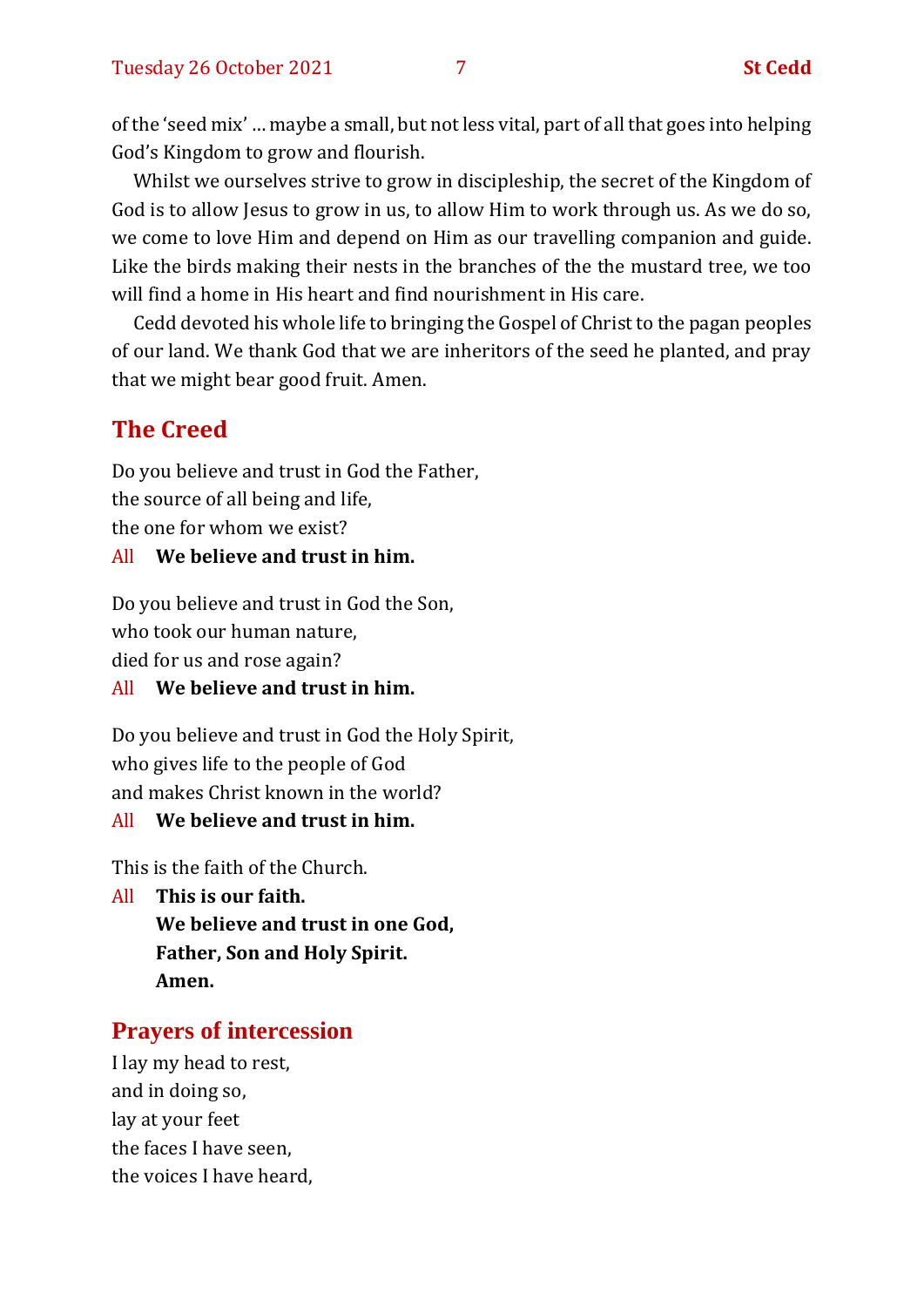of the 'seed mix' … maybe a small, but not less vital, part of all that goes into helping God's Kingdom to grow and flourish.

Whilst we ourselves strive to grow in discipleship, the secret of the Kingdom of God is to allow Jesus to grow in us, to allow Him to work through us. As we do so, we come to love Him and depend on Him as our travelling companion and guide. Like the birds making their nests in the branches of the the mustard tree, we too will find a home in His heart and find nourishment in His care.

Cedd devoted his whole life to bringing the Gospel of Christ to the pagan peoples of our land. We thank God that we are inheritors of the seed he planted, and pray that we might bear good fruit. Amen.

## The Creed

Do you believe and trust in God the Father,
the source of all being and life,
the one for whom we exist?

All **We believe and trust in him.**

Do you believe and trust in God the Son,
who took our human nature,
died for us and rose again?

All **We believe and trust in him.**

Do you believe and trust in God the Holy Spirit,
who gives life to the people of God
and makes Christ known in the world?

All **We believe and trust in him.**

This is the faith of the Church.

All **This is our faith.**
**We believe and trust in one God,**
**Father, Son and Holy Spirit.**
**Amen.**

## Prayers of intercession

I lay my head to rest,
and in doing so,
lay at your feet
the faces I have seen,
the voices I have heard,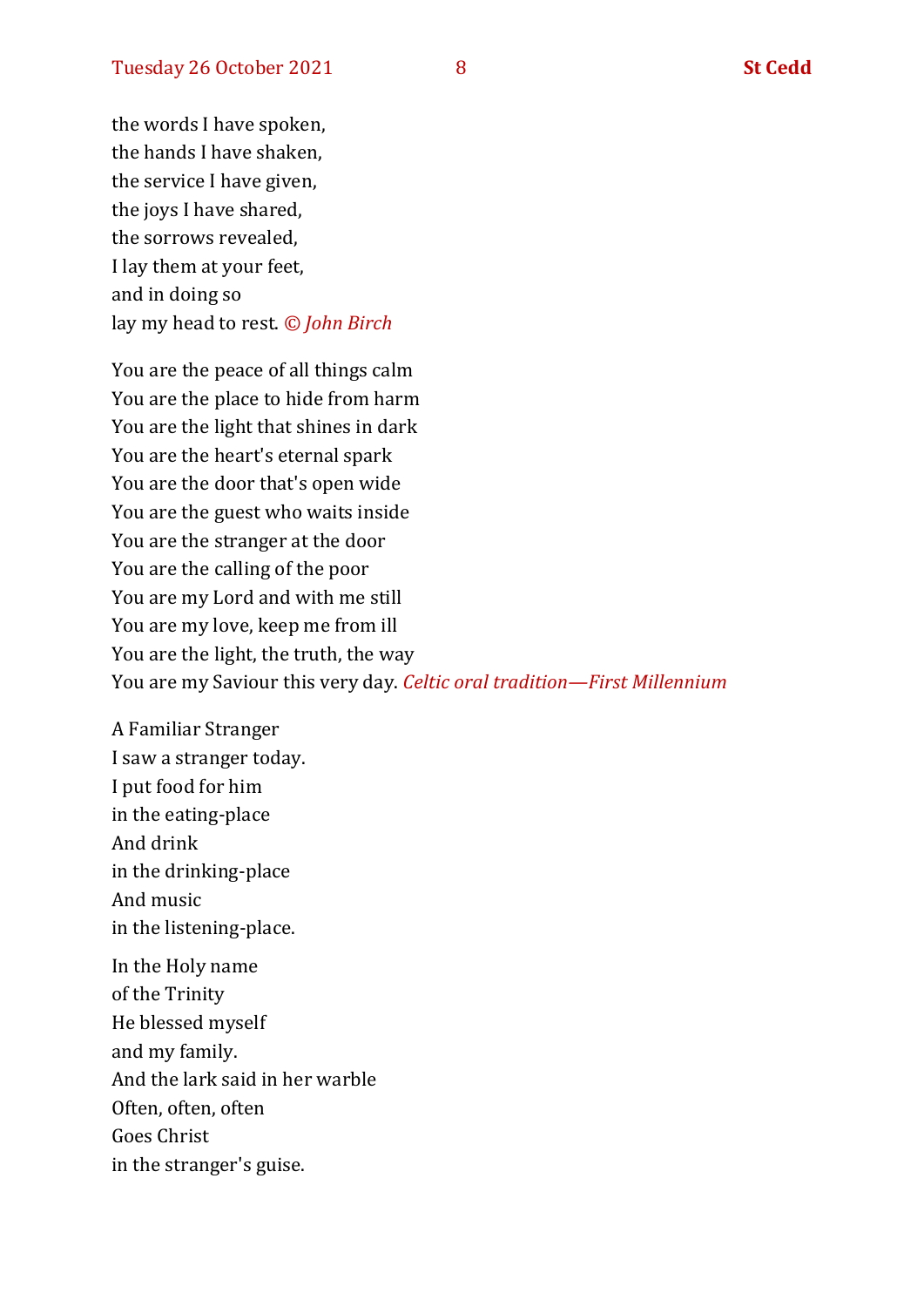the words I have spoken,  
the hands I have shaken,  
the service I have given,  
the joys I have shared,  
the sorrows revealed,  
I lay them at your feet,  
and in doing so  
lay my head to rest. *© John Birch*

You are the peace of all things calm  
You are the place to hide from harm  
You are the light that shines in dark  
You are the heart's eternal spark  
You are the door that's open wide  
You are the guest who waits inside  
You are the stranger at the door  
You are the calling of the poor  
You are my Lord and with me still  
You are my love, keep me from ill  
You are the light, the truth, the way  
You are my Saviour this very day. *Celtic oral tradition—First Millennium*

A Familiar Stranger  
I saw a stranger today.  
I put food for him  
in the eating-place  
And drink  
in the drinking-place  
And music  
in the listening-place.

In the Holy name  
of the Trinity  
He blessed myself  
and my family.  
And the lark said in her warble  
Often, often, often  
Goes Christ  
in the stranger's guise.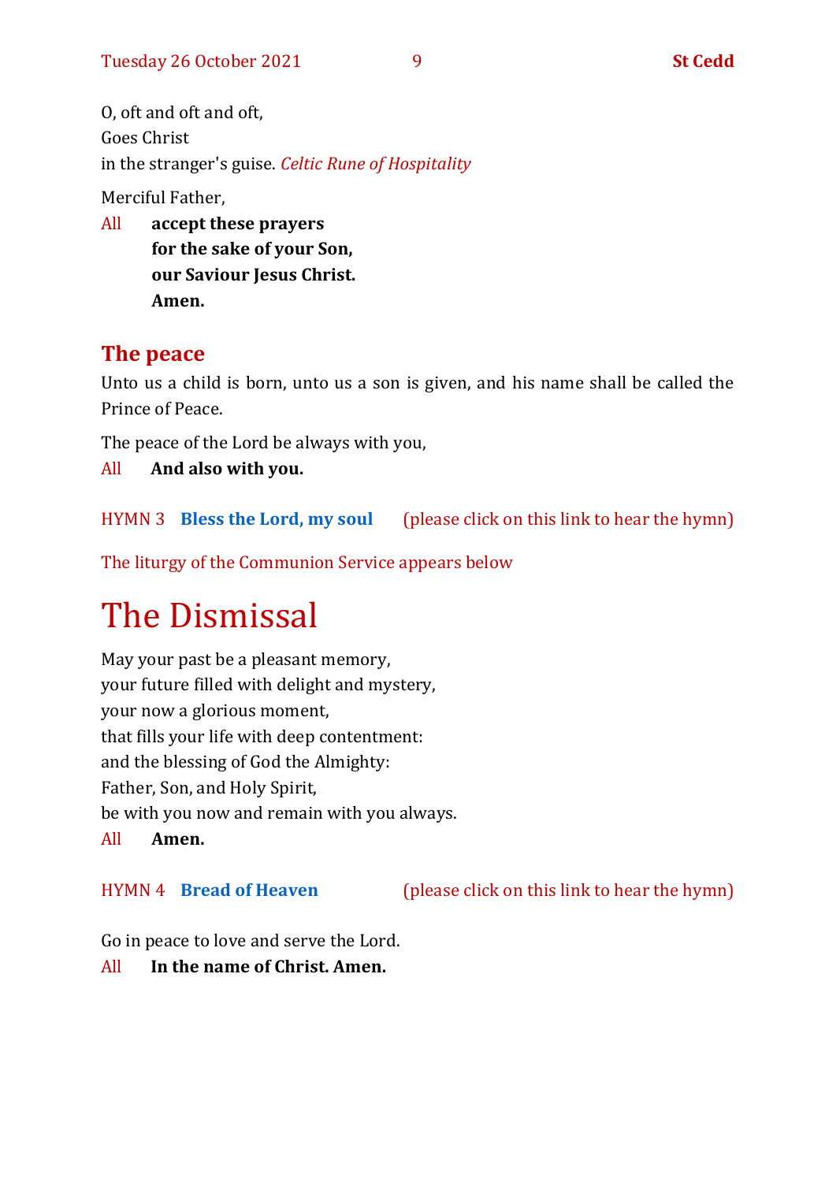O, oft and oft and oft,
Goes Christ
in the stranger's guise. *Celtic Rune of Hospitality*

Merciful Father,

All **accept these prayers**
**for the sake of your Son,**
**our Saviour Jesus Christ.**
**Amen.**

## The peace

Unto us a child is born, unto us a son is given, and his name shall be called the Prince of Peace.

The peace of the Lord be always with you,

All **And also with you.**

HYMN 3 **Bless the Lord, my soul** (please click on this link to hear the hymn)

The liturgy of the Communion Service appears below

# The Dismissal

May your past be a pleasant memory,
your future filled with delight and mystery,
your now a glorious moment,
that fills your life with deep contentment:
and the blessing of God the Almighty:
Father, Son, and Holy Spirit,
be with you now and remain with you always.

All **Amen.**

HYMN 4 **Bread of Heaven** (please click on this link to hear the hymn)

Go in peace to love and serve the Lord.

All **In the name of Christ. Amen.**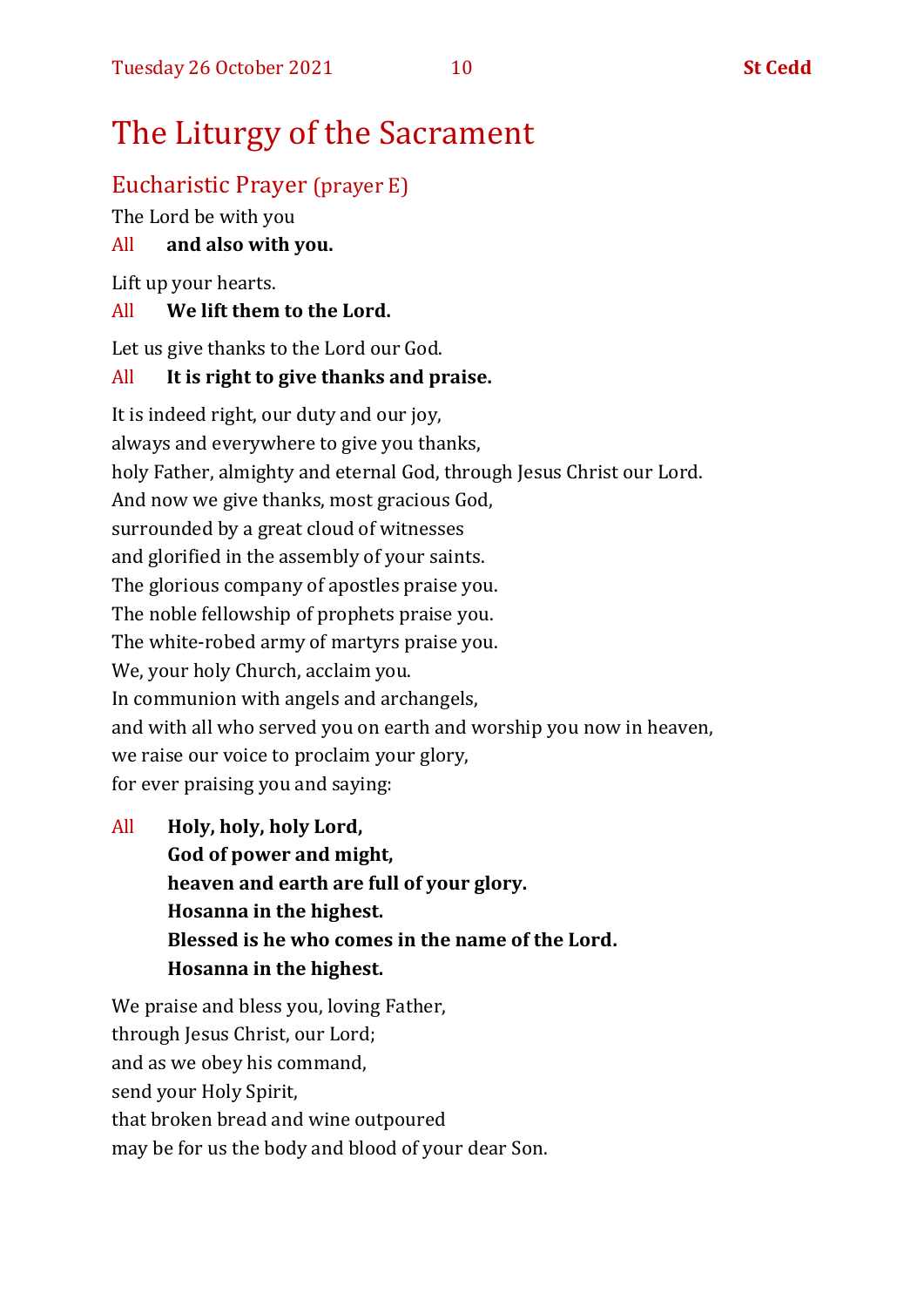# The Liturgy of the Sacrament

## Eucharistic Prayer (prayer E)

The Lord be with you

All **and also with you.**

Lift up your hearts.

All **We lift them to the Lord.**

Let us give thanks to the Lord our God.

All **It is right to give thanks and praise.**

It is indeed right, our duty and our joy,
always and everywhere to give you thanks,
holy Father, almighty and eternal God, through Jesus Christ our Lord.
And now we give thanks, most gracious God,
surrounded by a great cloud of witnesses
and glorified in the assembly of your saints.
The glorious company of apostles praise you.
The noble fellowship of prophets praise you.
The white-robed army of martyrs praise you.
We, your holy Church, acclaim you.
In communion with angels and archangels,
and with all who served you on earth and worship you now in heaven,
we raise our voice to proclaim your glory,
for ever praising you and saying:

All **Holy, holy, holy Lord,**
**God of power and might,**
**heaven and earth are full of your glory.**
**Hosanna in the highest.**
**Blessed is he who comes in the name of the Lord.**
**Hosanna in the highest.**

We praise and bless you, loving Father,
through Jesus Christ, our Lord;
and as we obey his command,
send your Holy Spirit,
that broken bread and wine outpoured
may be for us the body and blood of your dear Son.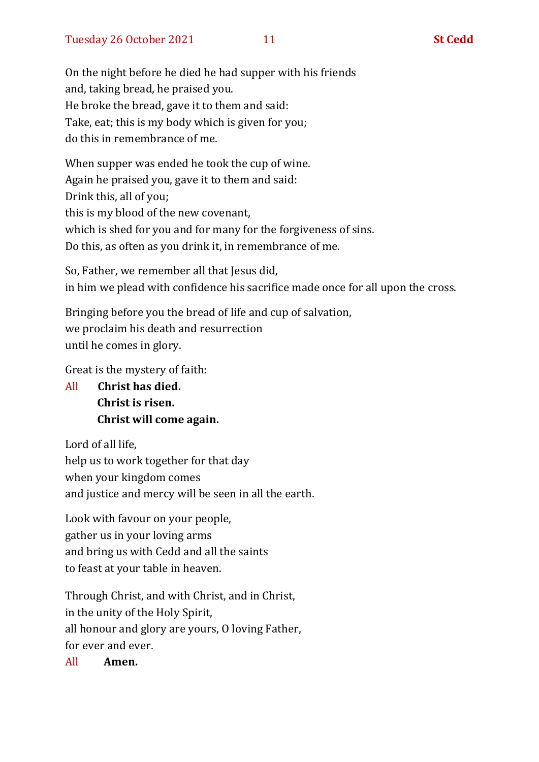On the night before he died he had supper with his friends
and, taking bread, he praised you.
He broke the bread, gave it to them and said:
Take, eat; this is my body which is given for you;
do this in remembrance of me.

When supper was ended he took the cup of wine.
Again he praised you, gave it to them and said:
Drink this, all of you;
this is my blood of the new covenant,
which is shed for you and for many for the forgiveness of sins.
Do this, as often as you drink it, in remembrance of me.

So, Father, we remember all that Jesus did,
in him we plead with confidence his sacrifice made once for all upon the cross.

Bringing before you the bread of life and cup of salvation,
we proclaim his death and resurrection
until he comes in glory.

Great is the mystery of faith:

All **Christ has died.**
**Christ is risen.**
**Christ will come again.**

Lord of all life,
help us to work together for that day
when your kingdom comes
and justice and mercy will be seen in all the earth.

Look with favour on your people,
gather us in your loving arms
and bring us with Cedd and all the saints
to feast at your table in heaven.

Through Christ, and with Christ, and in Christ,
in the unity of the Holy Spirit,
all honour and glory are yours, O loving Father,
for ever and ever.

All **Amen.**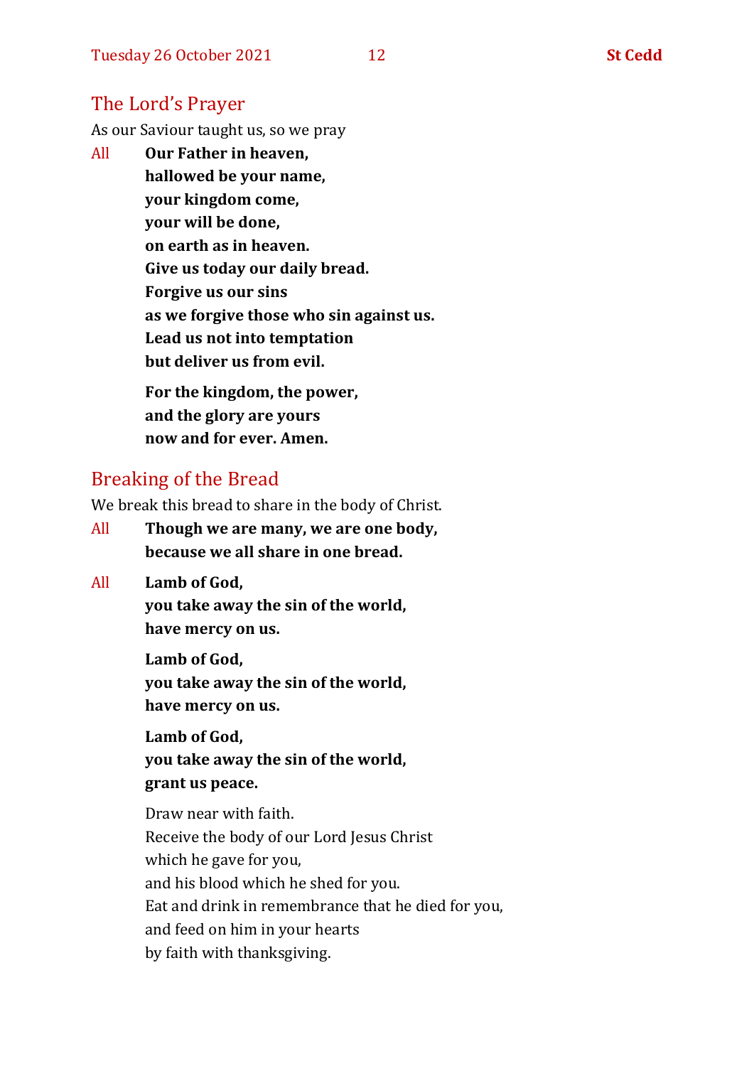## The Lord's Prayer

As our Saviour taught us, so we pray

All **Our Father in heaven,**
**hallowed be your name,**
**your kingdom come,**
**your will be done,**
**on earth as in heaven.**
**Give us today our daily bread.**
**Forgive us our sins**
**as we forgive those who sin against us.**
**Lead us not into temptation**
**but deliver us from evil.**

**For the kingdom, the power,**
**and the glory are yours**
**now and for ever. Amen.**

## Breaking of the Bread

We break this bread to share in the body of Christ.

All **Though we are many, we are one body,**
**because we all share in one bread.**

All **Lamb of God,**
**you take away the sin of the world,**
**have mercy on us.**

**Lamb of God,**
**you take away the sin of the world,**
**have mercy on us.**

**Lamb of God,**
**you take away the sin of the world,**
**grant us peace.**

Draw near with faith.
Receive the body of our Lord Jesus Christ
which he gave for you,
and his blood which he shed for you.
Eat and drink in remembrance that he died for you,
and feed on him in your hearts
by faith with thanksgiving.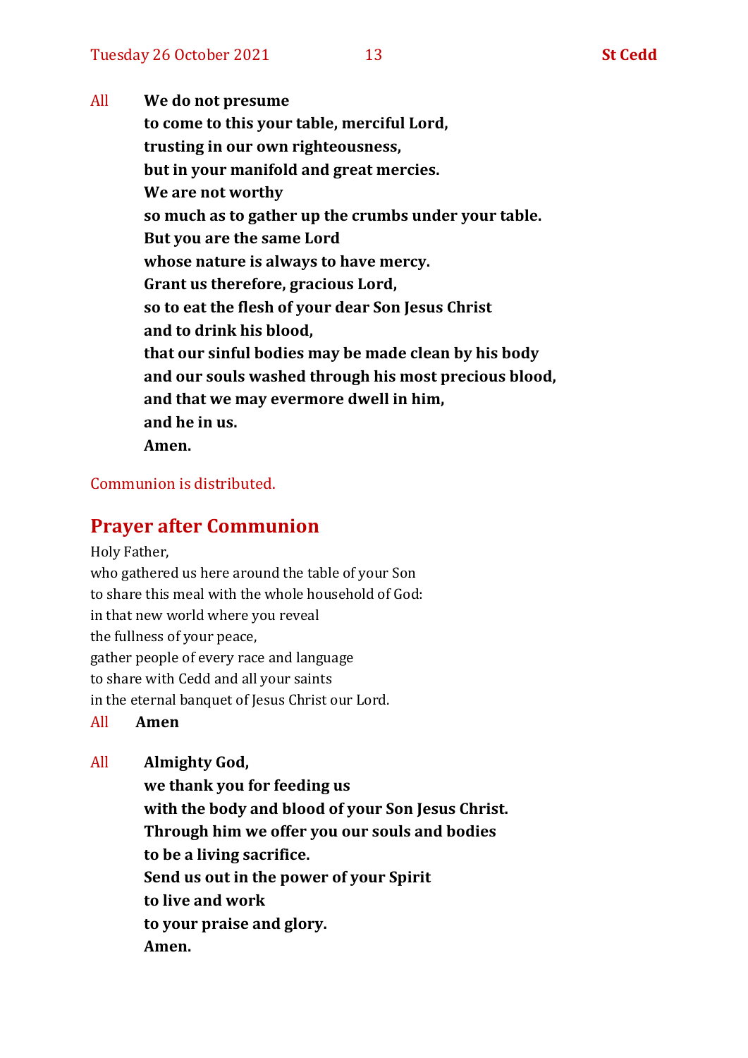All **We do not presume**
**to come to this your table, merciful Lord,**
**trusting in our own righteousness,**
**but in your manifold and great mercies.**
**We are not worthy**
**so much as to gather up the crumbs under your table.**
**But you are the same Lord**
**whose nature is always to have mercy.**
**Grant us therefore, gracious Lord,**
**so to eat the flesh of your dear Son Jesus Christ**
**and to drink his blood,**
**that our sinful bodies may be made clean by his body**
**and our souls washed through his most precious blood,**
**and that we may evermore dwell in him,**
**and he in us.**
**Amen.**

Communion is distributed.

## Prayer after Communion

Holy Father,
who gathered us here around the table of your Son
to share this meal with the whole household of God:
in that new world where you reveal
the fullness of your peace,
gather people of every race and language
to share with Cedd and all your saints
in the eternal banquet of Jesus Christ our Lord.

All **Amen**

All **Almighty God,**
**we thank you for feeding us**
**with the body and blood of your Son Jesus Christ.**
**Through him we offer you our souls and bodies**
**to be a living sacrifice.**
**Send us out in the power of your Spirit**
**to live and work**
**to your praise and glory.**
**Amen.**